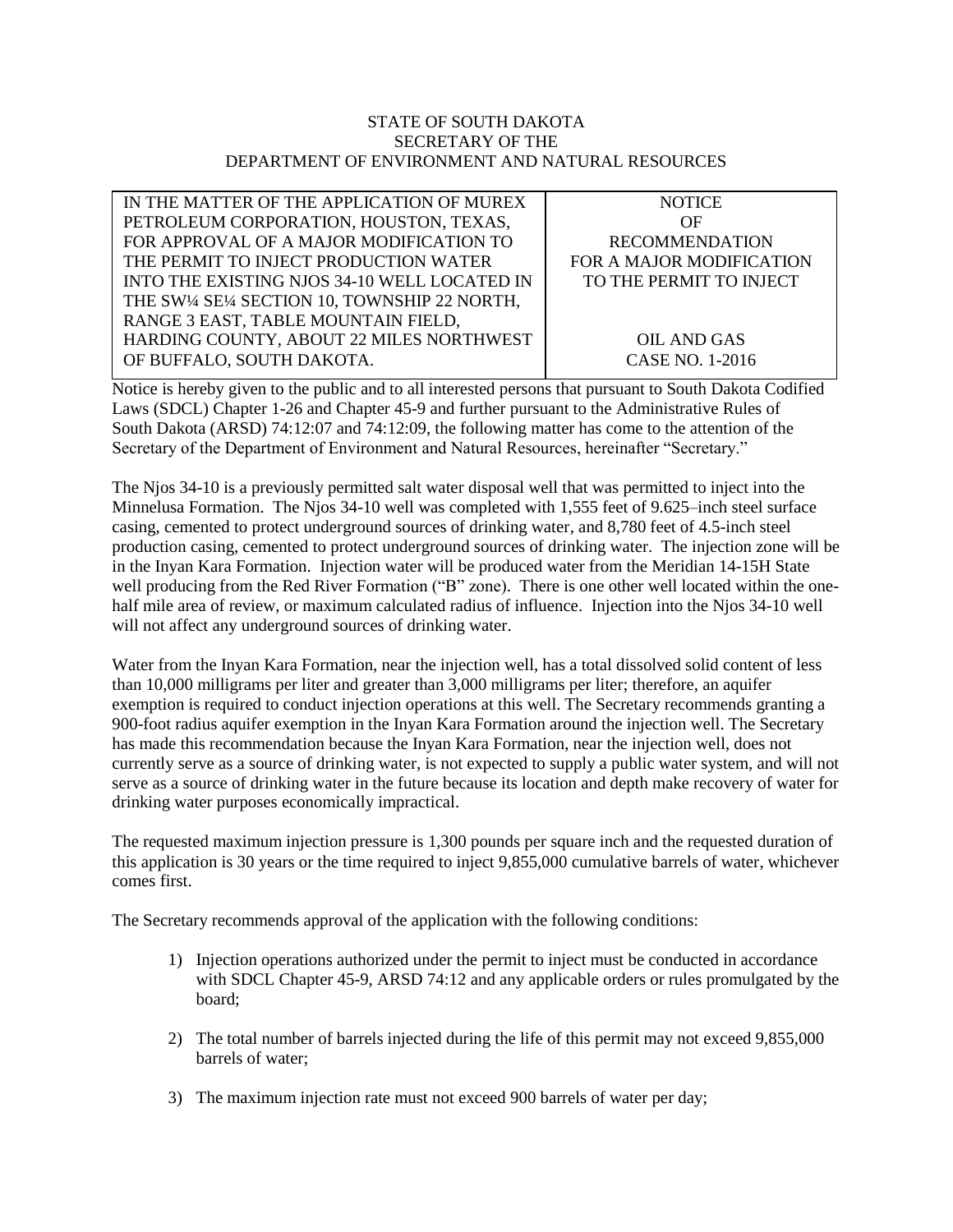STATE OF SOUTH DAKOTA
SECRETARY OF THE
DEPARTMENT OF ENVIRONMENT AND NATURAL RESOURCES

| | |
|---|---|
| IN THE MATTER OF THE APPLICATION OF MUREX PETROLEUM CORPORATION, HOUSTON, TEXAS, FOR APPROVAL OF A MAJOR MODIFICATION TO THE PERMIT TO INJECT PRODUCTION WATER INTO THE EXISTING NJOS 34-10 WELL LOCATED IN THE SW¼ SE¼ SECTION 10, TOWNSHIP 22 NORTH, RANGE 3 EAST, TABLE MOUNTAIN FIELD, HARDING COUNTY, ABOUT 22 MILES NORTHWEST OF BUFFALO, SOUTH DAKOTA. | NOTICE OF RECOMMENDATION FOR A MAJOR MODIFICATION TO THE PERMIT TO INJECT<br><br>OIL AND GAS CASE NO. 1-2016 |

Notice is hereby given to the public and to all interested persons that pursuant to South Dakota Codified Laws (SDCL) Chapter 1-26 and Chapter 45-9 and further pursuant to the Administrative Rules of South Dakota (ARSD) 74:12:07 and 74:12:09, the following matter has come to the attention of the Secretary of the Department of Environment and Natural Resources, hereinafter "Secretary."

The Njos 34-10 is a previously permitted salt water disposal well that was permitted to inject into the Minnelusa Formation. The Njos 34-10 well was completed with 1,555 feet of 9.625–inch steel surface casing, cemented to protect underground sources of drinking water, and 8,780 feet of 4.5-inch steel production casing, cemented to protect underground sources of drinking water. The injection zone will be in the Inyan Kara Formation. Injection water will be produced water from the Meridian 14-15H State well producing from the Red River Formation ("B" zone). There is one other well located within the one-half mile area of review, or maximum calculated radius of influence. Injection into the Njos 34-10 well will not affect any underground sources of drinking water.

Water from the Inyan Kara Formation, near the injection well, has a total dissolved solid content of less than 10,000 milligrams per liter and greater than 3,000 milligrams per liter; therefore, an aquifer exemption is required to conduct injection operations at this well. The Secretary recommends granting a 900-foot radius aquifer exemption in the Inyan Kara Formation around the injection well. The Secretary has made this recommendation because the Inyan Kara Formation, near the injection well, does not currently serve as a source of drinking water, is not expected to supply a public water system, and will not serve as a source of drinking water in the future because its location and depth make recovery of water for drinking water purposes economically impractical.

The requested maximum injection pressure is 1,300 pounds per square inch and the requested duration of this application is 30 years or the time required to inject 9,855,000 cumulative barrels of water, whichever comes first.

The Secretary recommends approval of the application with the following conditions:

1) Injection operations authorized under the permit to inject must be conducted in accordance with SDCL Chapter 45-9, ARSD 74:12 and any applicable orders or rules promulgated by the board;

2) The total number of barrels injected during the life of this permit may not exceed 9,855,000 barrels of water;

3) The maximum injection rate must not exceed 900 barrels of water per day;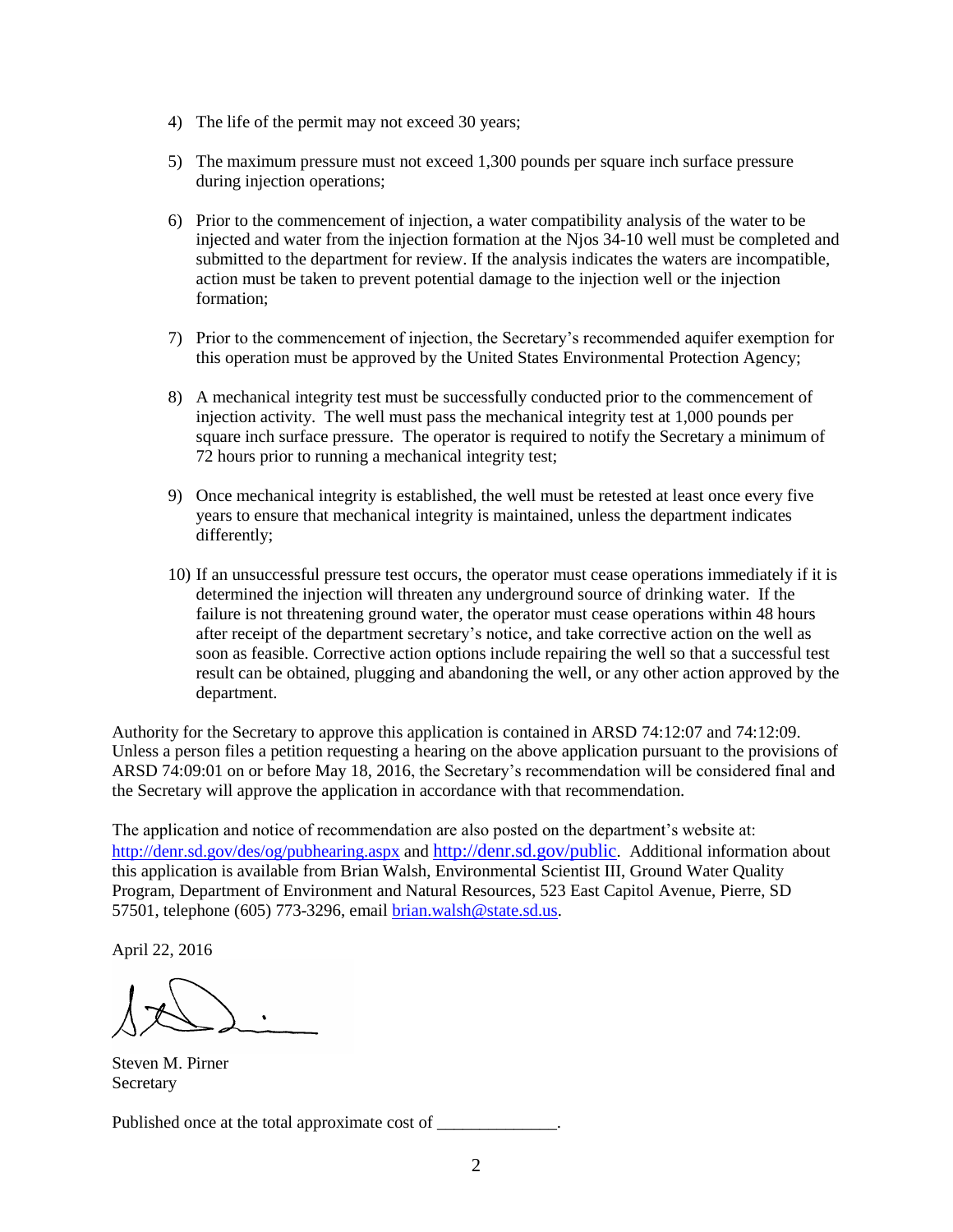4) The life of the permit may not exceed 30 years;

5) The maximum pressure must not exceed 1,300 pounds per square inch surface pressure during injection operations;

6) Prior to the commencement of injection, a water compatibility analysis of the water to be injected and water from the injection formation at the Njos 34-10 well must be completed and submitted to the department for review. If the analysis indicates the waters are incompatible, action must be taken to prevent potential damage to the injection well or the injection formation;

7) Prior to the commencement of injection, the Secretary's recommended aquifer exemption for this operation must be approved by the United States Environmental Protection Agency;

8) A mechanical integrity test must be successfully conducted prior to the commencement of injection activity. The well must pass the mechanical integrity test at 1,000 pounds per square inch surface pressure. The operator is required to notify the Secretary a minimum of 72 hours prior to running a mechanical integrity test;

9) Once mechanical integrity is established, the well must be retested at least once every five years to ensure that mechanical integrity is maintained, unless the department indicates differently;

10) If an unsuccessful pressure test occurs, the operator must cease operations immediately if it is determined the injection will threaten any underground source of drinking water. If the failure is not threatening ground water, the operator must cease operations within 48 hours after receipt of the department secretary's notice, and take corrective action on the well as soon as feasible. Corrective action options include repairing the well so that a successful test result can be obtained, plugging and abandoning the well, or any other action approved by the department.

Authority for the Secretary to approve this application is contained in ARSD 74:12:07 and 74:12:09. Unless a person files a petition requesting a hearing on the above application pursuant to the provisions of ARSD 74:09:01 on or before May 18, 2016, the Secretary's recommendation will be considered final and the Secretary will approve the application in accordance with that recommendation.

The application and notice of recommendation are also posted on the department's website at: http://denr.sd.gov/des/og/pubhearing.aspx and http://denr.sd.gov/public. Additional information about this application is available from Brian Walsh, Environmental Scientist III, Ground Water Quality Program, Department of Environment and Natural Resources, 523 East Capitol Avenue, Pierre, SD 57501, telephone (605) 773-3296, email brian.walsh@state.sd.us.

April 22, 2016

Steven M. Pirner
Secretary

Published once at the total approximate cost of ______________.